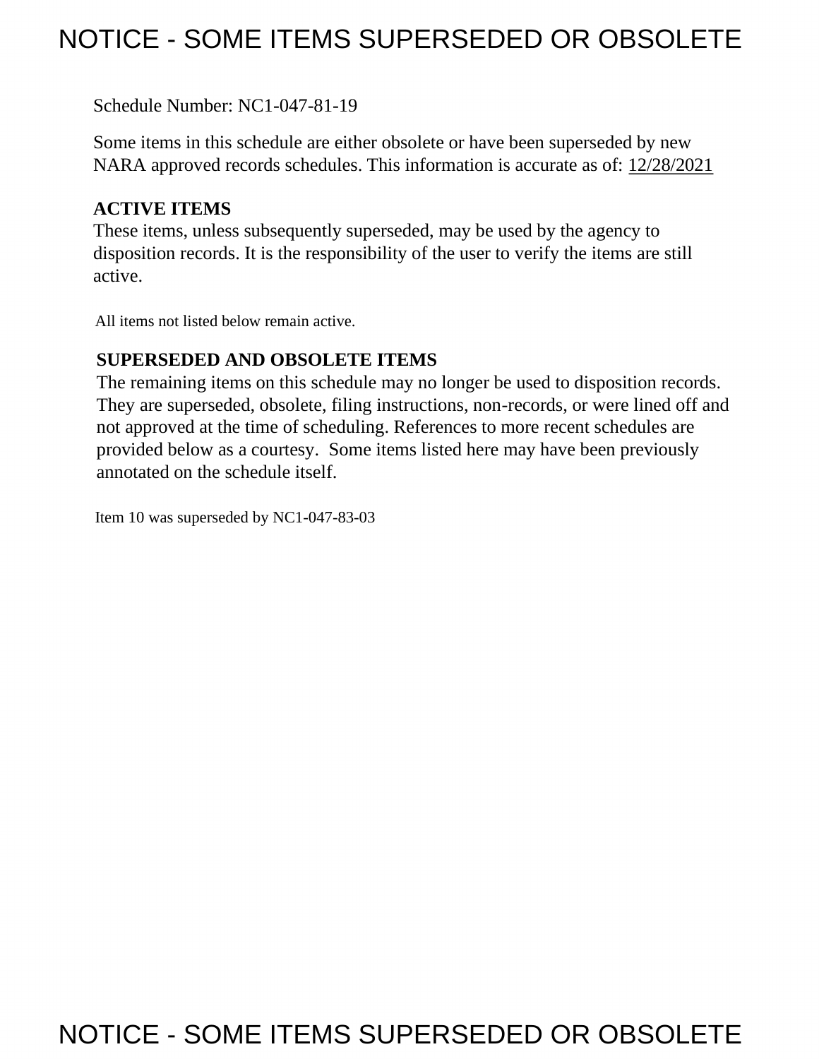# NOTICE - SOME ITEMS SUPERSEDED OR OBSOLETE

Schedule Number: NC1-047-81-19

Some items in this schedule are either obsolete or have been superseded by new NARA approved records schedules. This information is accurate as of: 12/28/2021

**ACTIVE ITEMS**

These items, unless subsequently superseded, may be used by the agency to disposition records. It is the responsibility of the user to verify the items are still active.

All items not listed below remain active.

**SUPERSEDED AND OBSOLETE ITEMS**

The remaining items on this schedule may no longer be used to disposition records. They are superseded, obsolete, filing instructions, non-records, or were lined off and not approved at the time of scheduling. References to more recent schedules are provided below as a courtesy. Some items listed here may have been previously annotated on the schedule itself.

Item 10 was superseded by NC1-047-83-03

# NOTICE - SOME ITEMS SUPERSEDED OR OBSOLETE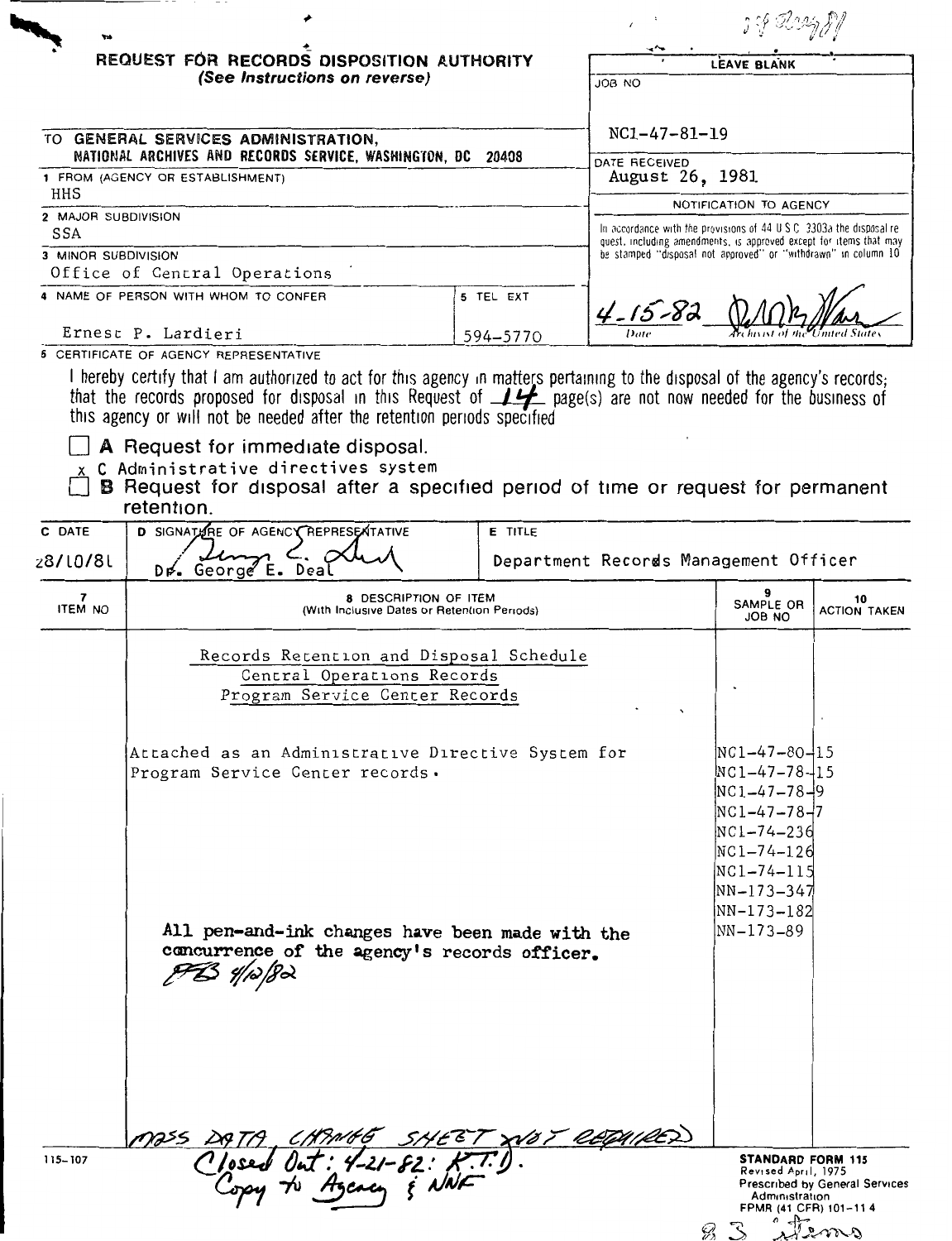# REQUEST FOR RECORDS DISPOSITION AUTHORITY

*(See Instructions on reverse)*

| LEAVE BLANK |
|---|
| JOB NO NC1-47-81-19 |
| DATE RECEIVED August 26, 1981 |
| NOTIFICATION TO AGENCY |
| In accordance with the provisions of 44 U.S.C. 3303a the disposal request, including amendments, is approved except for items that may be stamped "disposal not approved" or "withdrawn" in column 10 |
| 4-15-82 (signature) Archivist of the United States |

TO GENERAL SERVICES ADMINISTRATION, NATIONAL ARCHIVES AND RECORDS SERVICE, WASHINGTON, DC 20408

1 FROM (AGENCY OR ESTABLISHMENT)
HHS

2 MAJOR SUBDIVISION
SSA

3 MINOR SUBDIVISION
Office of Central Operations

4 NAME OF PERSON WITH WHOM TO CONFER
Ernest P. Lardieri

5 TEL EXT
594-5770

6 CERTIFICATE OF AGENCY REPRESENTATIVE

I hereby certify that I am authorized to act for this agency in matters pertaining to the disposal of the agency's records; that the records proposed for disposal in this Request of 14 page(s) are not now needed for the business of this agency or will not be needed after the retention periods specified

☐ **A** Request for immediate disposal.

x C Administrative directives system

☐ **B** Request for disposal after a specified period of time or request for permanent retention.

| C DATE | D SIGNATURE OF AGENCY REPRESENTATIVE | E TITLE |
|---|---|---|
| 28/10/81 | Dr. George E. Deal | Department Records Management Officer |

| 7 ITEM NO | 8 DESCRIPTION OF ITEM (With Inclusive Dates or Retention Periods) | 9 SAMPLE OR JOB NO | 10 ACTION TAKEN |
|---|---|---|---|
| | Records Retention and Disposal Schedule<br>Central Operations Records<br>Program Service Center Records | | |
| | Attached as an Administrative Directive System for Program Service Center records. | NC1-47-80-15<br>NC1-47-78-15<br>NC1-47-78-9<br>NC1-47-78-7<br>NC1-74-236<br>NC1-74-126<br>NC1-74-115<br>NN-173-347<br>NN-173-182<br>NN-173-89 | |
| | All pen-and-ink changes have been made with the concurrence of the agency's records officer. PFB 4/12/82 | | |
| | MASS DATA CHANGE SHEET NOT REQUIRED | | |

Closed Out: 4-21-82: K.T.D.
Copy to Agency & NNF

115-107

**STANDARD FORM 115**
Revised April, 1975
Prescribed by General Services Administration
FPMR (41 CFR) 101-11.4

83 items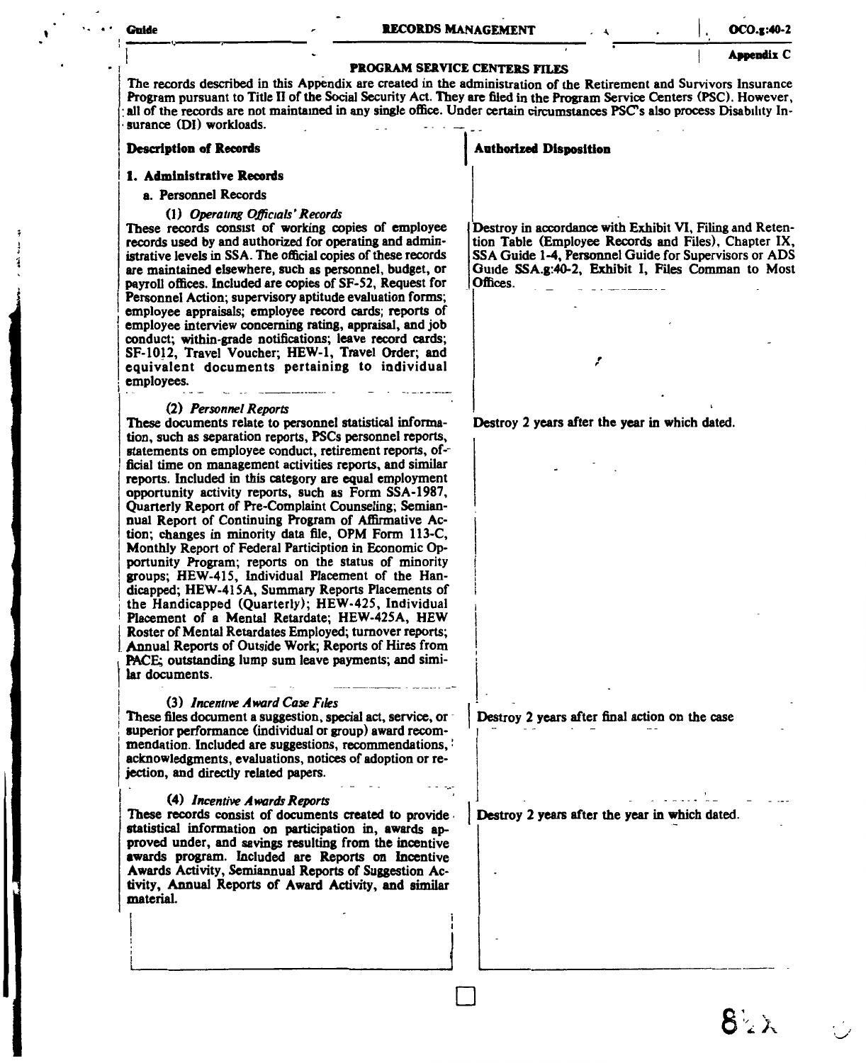## Appendix C

### PROGRAM SERVICE CENTERS FILES

The records described in this Appendix are created in the administration of the Retirement and Survivors Insurance Program pursuant to Title II of the Social Security Act. They are filed in the Program Service Centers (PSC). However, all of the records are not maintained in any single office. Under certain circumstances PSC's also process Disability Insurance (DI) workloads.

| Description of Records | Authorized Disposition |
|---|---|
| **1. Administrative Records** | |
| a. Personnel Records | |
| (1) *Operating Officials' Records* These records consist of working copies of employee records used by and authorized for operating and administrative levels in SSA. The official copies of these records are maintained elsewhere, such as personnel, budget, or payroll offices. Included are copies of SF-52, Request for Personnel Action; supervisory aptitude evaluation forms; employee appraisals; employee record cards; reports of employee interview concerning rating, appraisal, and job conduct; within-grade notifications; leave record cards; SF-1012, Travel Voucher; HEW-1, Travel Order; and equivalent documents pertaining to individual employees. | Destroy in accordance with Exhibit VI, Filing and Retention Table (Employee Records and Files), Chapter IX, SSA Guide 1-4, Personnel Guide for Supervisors or ADS Guide SSA.g:40-2, Exhibit I, Files Comman to Most Offices. |
| (2) *Personnel Reports* These documents relate to personnel statistical information, such as separation reports, PSCs personnel reports, statements on employee conduct, retirement reports, official time on management activities reports, and similar reports. Included in this category are equal employment opportunity activity reports, such as Form SSA-1987, Quarterly Report of Pre-Complaint Counseling; Semiannual Report of Continuing Program of Affirmative Action; changes in minority data file, OPM Form 113-C, Monthly Report of Federal Particiption in Economic Opportunity Program; reports on the status of minority groups; HEW-415, Individual Placement of the Handicapped; HEW-415A, Summary Reports Placements of the Handicapped (Quarterly); HEW-425, Individual Placement of a Mental Retardate; HEW-425A, HEW Roster of Mental Retardates Employed; turnover reports; Annual Reports of Outside Work; Reports of Hires from PACE; outstanding lump sum leave payments; and similar documents. | Destroy 2 years after the year in which dated. |
| (3) *Incentive Award Case Files* These files document a suggestion, special act, service, or superior performance (individual or group) award recommendation. Included are suggestions, recommendations, acknowledgments, evaluations, notices of adoption or rejection, and directly related papers. | Destroy 2 years after final action on the case |
| (4) *Incentive Awards Reports* These records consist of documents created to provide statistical information on participation in, awards approved under, and savings resulting from the incentive awards program. Included are Reports on Incentive Awards Activity, Semiannual Reports of Suggestion Activity, Annual Reports of Award Activity, and similar material. | Destroy 2 years after the year in which dated. |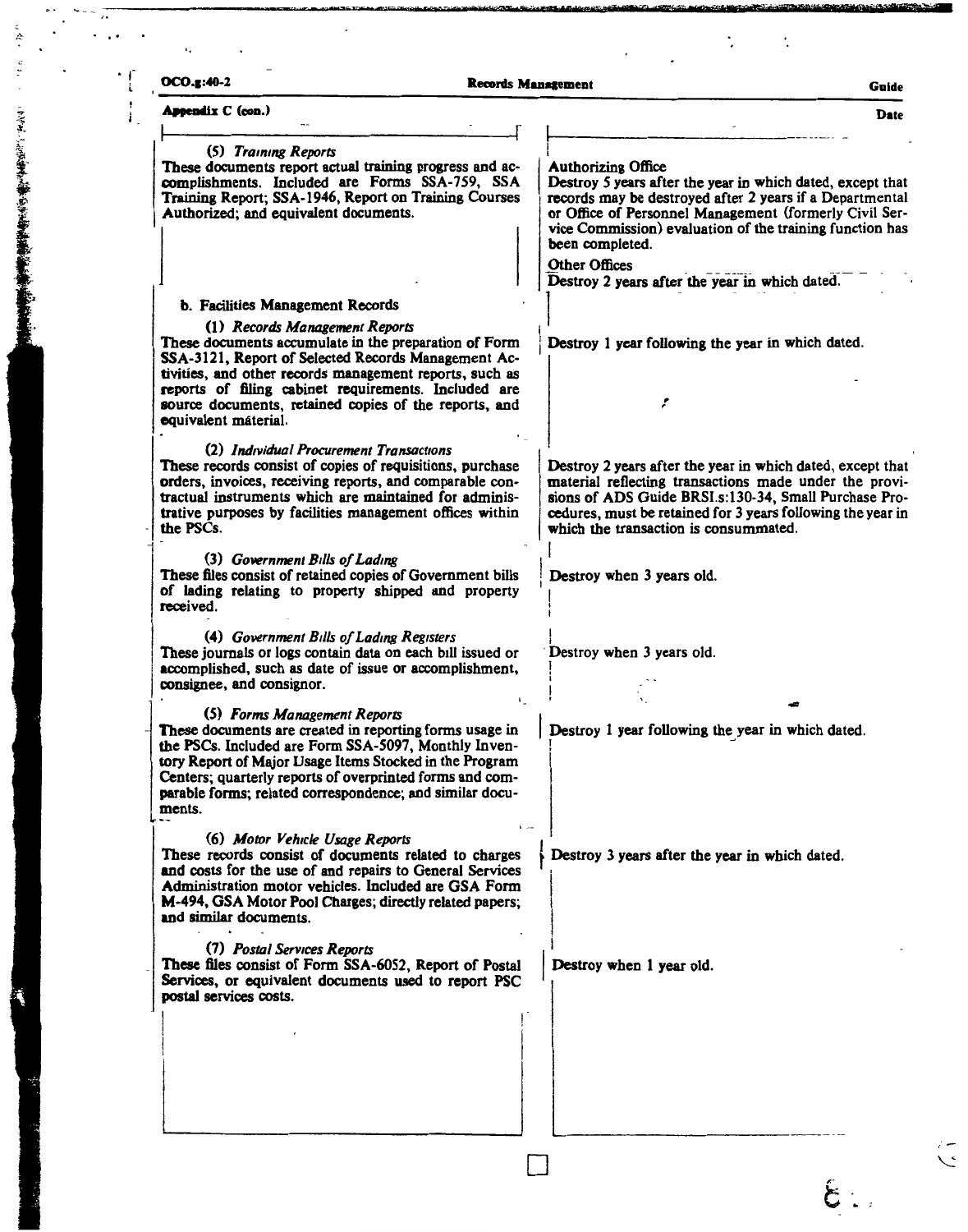**Appendix C (con.)**

| Description | Disposition |
|---|---|
| (5) *Training Reports*<br>These documents report actual training progress and accomplishments. Included are Forms SSA-759, SSA Training Report; SSA-1946, Report on Training Courses Authorized; and equivalent documents. | Authorizing Office<br>Destroy 5 years after the year in which dated, except that records may be destroyed after 2 years if a Departmental or Office of Personnel Management (formerly Civil Service Commission) evaluation of the training function has been completed.<br>Other Offices<br>Destroy 2 years after the year in which dated. |
| **b. Facilities Management Records** | |
| (1) *Records Management Reports*<br>These documents accumulate in the preparation of Form SSA-3121, Report of Selected Records Management Activities, and other records management reports, such as reports of filing cabinet requirements. Included are source documents, retained copies of the reports, and equivalent material. | Destroy 1 year following the year in which dated. |
| (2) *Individual Procurement Transactions*<br>These records consist of copies of requisitions, purchase orders, invoices, receiving reports, and comparable contractual instruments which are maintained for administrative purposes by facilities management offices within the PSCs. | Destroy 2 years after the year in which dated, except that material reflecting transactions made under the provisions of ADS Guide BRSI.s:130-34, Small Purchase Procedures, must be retained for 3 years following the year in which the transaction is consummated. |
| (3) *Government Bills of Lading*<br>These files consist of retained copies of Government bills of lading relating to property shipped and property received. | Destroy when 3 years old. |
| (4) *Government Bills of Lading Registers*<br>These journals or logs contain data on each bill issued or accomplished, such as date of issue or accomplishment, consignee, and consignor. | Destroy when 3 years old. |
| (5) *Forms Management Reports*<br>These documents are created in reporting forms usage in the PSCs. Included are Form SSA-5097, Monthly Inventory Report of Major Usage Items Stocked in the Program Centers; quarterly reports of overprinted forms and comparable forms; related correspondence; and similar documents. | Destroy 1 year following the year in which dated. |
| (6) *Motor Vehicle Usage Reports*<br>These records consist of documents related to charges and costs for the use of and repairs to General Services Administration motor vehicles. Included are GSA Form M-494, GSA Motor Pool Charges; directly related papers; and similar documents. | Destroy 3 years after the year in which dated. |
| (7) *Postal Services Reports*<br>These files consist of Form SSA-6052, Report of Postal Services, or equivalent documents used to report PSC postal services costs. | Destroy when 1 year old. |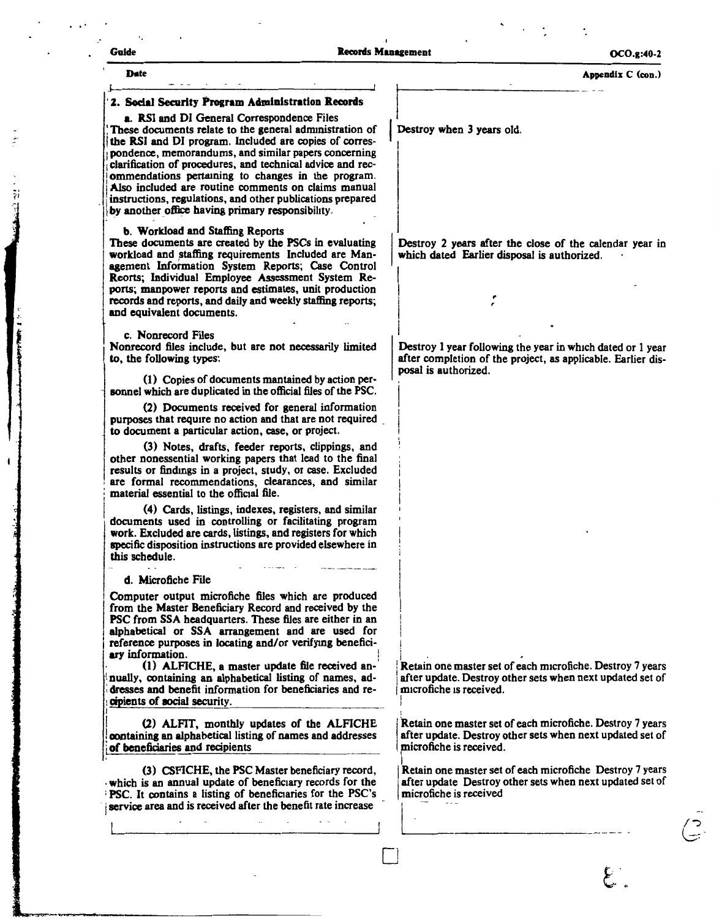## 2. Social Security Program Administration Records

| Records | Disposition |
|---|---|
| **a.** RSI and DI General Correspondence Files<br>These documents relate to the general administration of the RSI and DI program. Included are copies of correspondence, memorandums, and similar papers concerning clarification of procedures, and technical advice and recommendations pertaining to changes in the program. Also included are routine comments on claims manual instructions, regulations, and other publications prepared by another office having primary responsibility. | Destroy when 3 years old. |
| b. Workload and Staffing Reports<br>These documents are created by the PSCs in evaluating workload and staffing requirements Included are Management Information System Reports; Case Control Reorts; Individual Employee Assessment System Reports; manpower reports and estimates, unit production records and reports, and daily and weekly staffing reports; and equivalent documents. | Destroy 2 years after the close of the calendar year in which dated Earlier disposal is authorized. |
| c. Nonrecord Files<br>Nonrecord files include, but are not necessarily limited to, the following types:<br>(1) Copies of documents mantained by action personnel which are duplicated in the official files of the PSC.<br>(2) Documents received for general information purposes that require no action and that are not required to document a particular action, case, or project.<br>(3) Notes, drafts, feeder reports, clippings, and other nonessential working papers that lead to the final results or findings in a project, study, or case. Excluded are formal recommendations, clearances, and similar material essential to the official file.<br>(4) Cards, listings, indexes, registers, and similar documents used in controlling or facilitating program work. Excluded are cards, listings, and registers for which specific disposition instructions are provided elsewhere in this schedule. | Destroy 1 year following the year in which dated or 1 year after completion of the project, as applicable. Earlier disposal is authorized. |
| d. Microfiche File<br>Computer output microfiche files which are produced from the Master Beneficiary Record and received by the PSC from SSA headquarters. These files are either in an alphabetical or SSA arrangement and are used for reference purposes in locating and/or verifying beneficiary information. | |
| (1) ALFICHE, a master update file received annually, containing an alphabetical listing of names, addresses and benefit information for beneficiaries and recipients of social security. | Retain one master set of each microfiche. Destroy 7 years after update. Destroy other sets when next updated set of microfiche is received. |
| (2) ALFIT, monthly updates of the ALFICHE containing an alphabetical listing of names and addresses of beneficiaries and recipients | Retain one master set of each microfiche. Destroy 7 years after update. Destroy other sets when next updated set of microfiche is received. |
| (3) CSFICHE, the PSC Master beneficiary record, which is an annual update of beneficiary records for the PSC. It contains a listing of beneficiaries for the PSC's service area and is received after the benefit rate increase | Retain one master set of each microfiche Destroy 7 years after update Destroy other sets when next updated set of microfiche is received |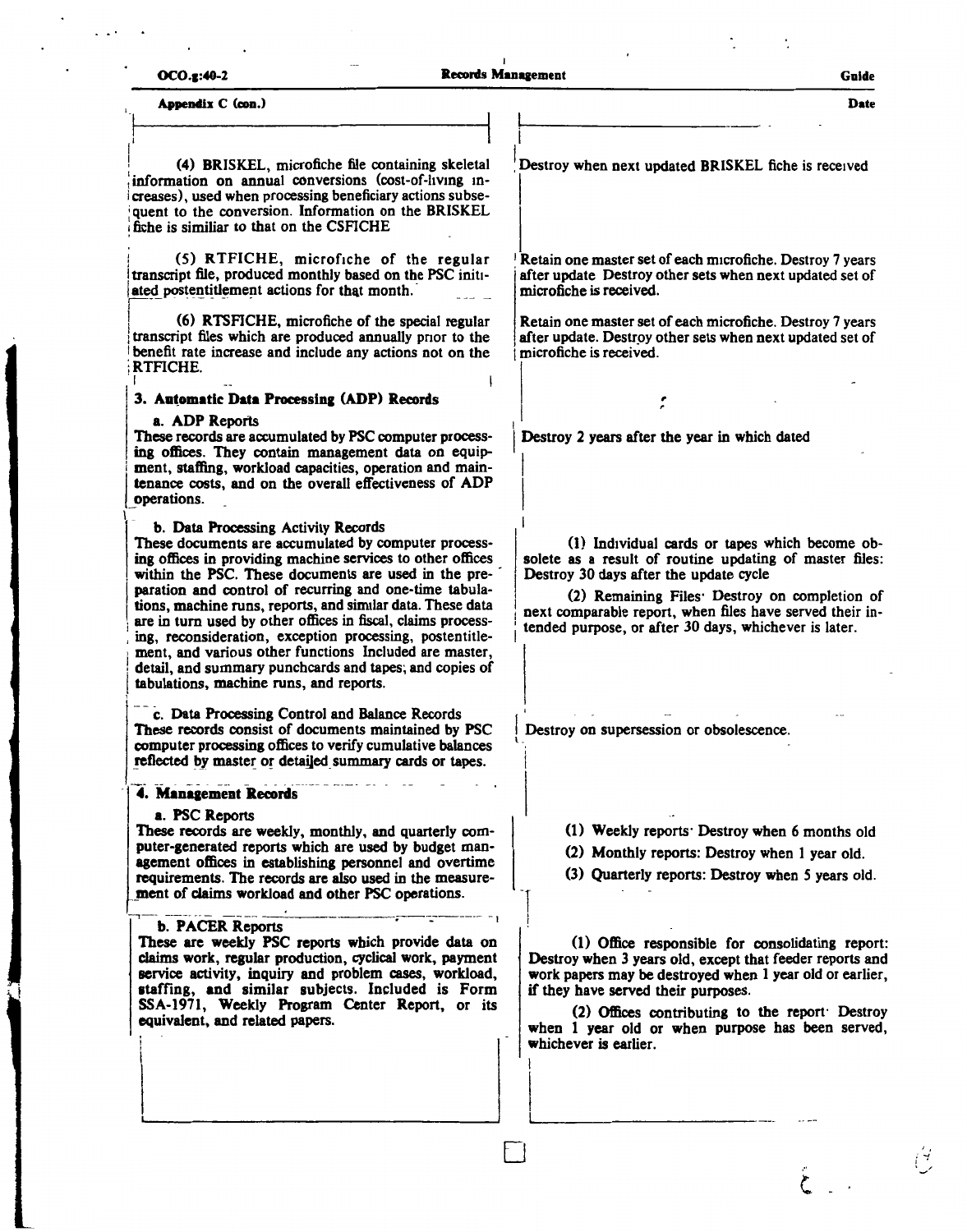Appendix C (con.)

| | Date |
|---|---|
| (4) BRISKEL, microfiche file containing skeletal information on annual conversions (cost-of-living increases), used when processing beneficiary actions subsequent to the conversion. Information on the BRISKEL fiche is similiar to that on the CSFICHE | Destroy when next updated BRISKEL fiche is received |
| (5) RTFICHE, microfiche of the regular transcript file, produced monthly based on the PSC initiated postentitlement actions for that month. | Retain one master set of each microfiche. Destroy 7 years after update Destroy other sets when next updated set of microfiche is received. |
| (6) RTSFICHE, microfiche of the special regular transcript files which are produced annually prior to the benefit rate increase and include any actions not on the RTFICHE. | Retain one master set of each microfiche. Destroy 7 years after update. Destroy other sets when next updated set of microfiche is received. |
| **3. Automatic Data Processing (ADP) Records** | |
| a. ADP Reports<br>These records are accumulated by PSC computer processing offices. They contain management data on equipment, staffing, workload capacities, operation and maintenance costs, and on the overall effectiveness of ADP operations. | Destroy 2 years after the year in which dated |
| b. Data Processing Activity Records<br>These documents are accumulated by computer processing offices in providing machine services to other offices within the PSC. These documents are used in the preparation and control of recurring and one-time tabulations, machine runs, reports, and similar data. These data are in turn used by other offices in fiscal, claims processing, reconsideration, exception processing, postentitlement, and various other functions Included are master, detail, and summary punchcards and tapes; and copies of tabulations, machine runs, and reports. | (1) Individual cards or tapes which become obsolete as a result of routine updating of master files: Destroy 30 days after the update cycle<br>(2) Remaining Files· Destroy on completion of next comparable report, when files have served their intended purpose, or after 30 days, whichever is later. |
| c. Data Processing Control and Balance Records<br>These records consist of documents maintained by PSC computer processing offices to verify cumulative balances reflected by master or detailed summary cards or tapes. | Destroy on supersession or obsolescence. |
| **4. Management Records** | |
| a. PSC Reports<br>These records are weekly, monthly, and quarterly computer-generated reports which are used by budget management offices in establishing personnel and overtime requirements. The records are also used in the measurement of claims workload and other PSC operations. | (1) Weekly reports· Destroy when 6 months old<br>(2) Monthly reports: Destroy when 1 year old.<br>(3) Quarterly reports: Destroy when 5 years old. |
| b. PACER Reports<br>These are weekly PSC reports which provide data on claims work, regular production, cyclical work, payment service activity, inquiry and problem cases, workload, staffing, and similar subjects. Included is Form SSA-1971, Weekly Program Center Report, or its equivalent, and related papers. | (1) Office responsible for consolidating report: Destroy when 3 years old, except that feeder reports and work papers may be destroyed when 1 year old or earlier, if they have served their purposes.<br>(2) Offices contributing to the report· Destroy when 1 year old or when purpose has been served, whichever is earlier. |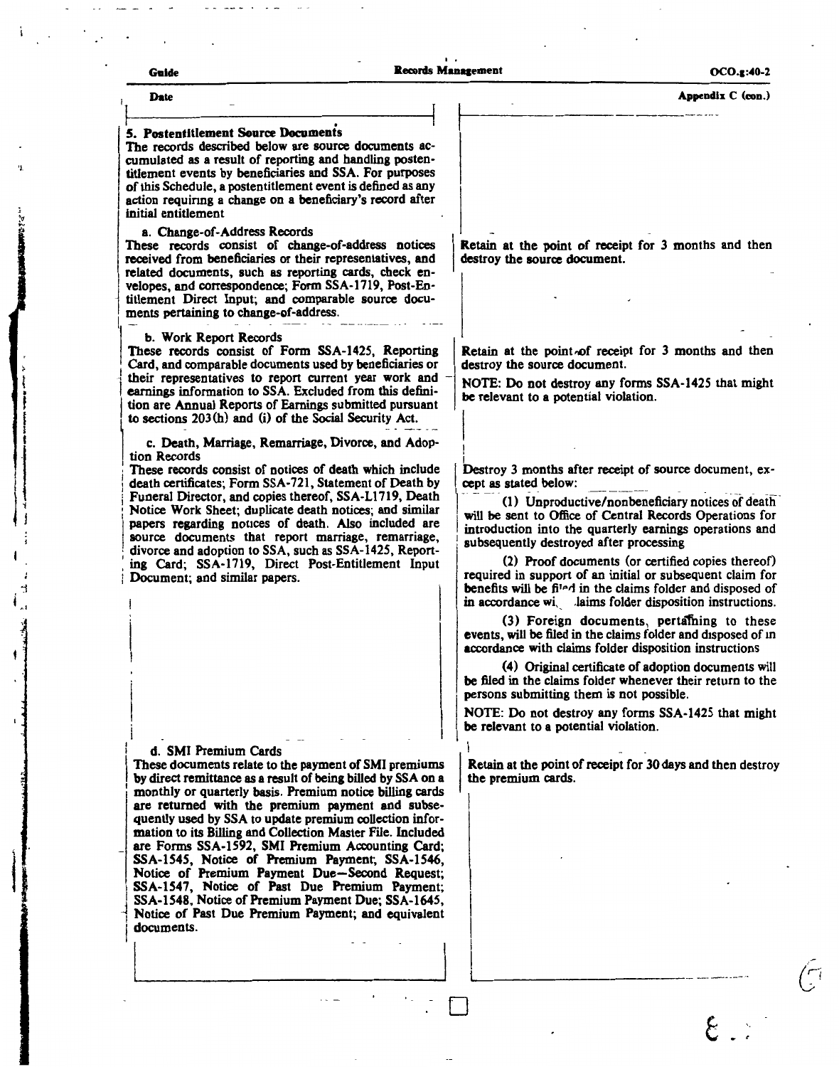Date | Appendix C (con.)

### 5. Postentitlement Source Documents

The records described below are source documents accumulated as a result of reporting and handling postentitlement events by beneficiaries and SSA. For purposes of this Schedule, a postentitlement event is defined as any action requiring a change on a beneficiary's record after initial entitlement

| Records | Disposition |
|---|---|
| **a. Change-of-Address Records**<br>These records consist of change-of-address notices received from beneficiaries or their representatives, and related documents, such as reporting cards, check envelopes, and correspondence; Form SSA-1719, Post-Entitlement Direct Input; and comparable source documents pertaining to change-of-address. | Retain at the point of receipt for 3 months and then destroy the source document. |
| **b. Work Report Records**<br>These records consist of Form SSA-1425, Reporting Card, and comparable documents used by beneficiaries or their representatives to report current year work and earnings information to SSA. Excluded from this definition are Annual Reports of Earnings submitted pursuant to sections 203(h) and (i) of the Social Security Act. | Retain at the point of receipt for 3 months and then destroy the source document.<br><br>NOTE: Do not destroy any forms SSA-1425 that might be relevant to a potential violation. |
| **c. Death, Marriage, Remarriage, Divorce, and Adoption Records**<br>These records consist of notices of death which include death certificates; Form SSA-721, Statement of Death by Funeral Director, and copies thereof, SSA-L1719, Death Notice Work Sheet; duplicate death notices; and similar papers regarding notices of death. Also included are source documents that report marriage, remarriage, divorce and adoption to SSA, such as SSA-1425, Reporting Card; SSA-1719, Direct Post-Entitlement Input Document; and similar papers. | Destroy 3 months after receipt of source document, except as stated below:<br><br>(1) Unproductive/nonbeneficiary notices of death will be sent to Office of Central Records Operations for introduction into the quarterly earnings operations and subsequently destroyed after processing<br><br>(2) Proof documents (or certified copies thereof) required in support of an initial or subsequent claim for benefits will be filed in the claims folder and disposed of in accordance with claims folder disposition instructions.<br><br>(3) Foreign documents, pertaining to these events, will be filed in the claims folder and disposed of in accordance with claims folder disposition instructions<br><br>(4) Original certificate of adoption documents will be filed in the claims folder whenever their return to the persons submitting them is not possible.<br><br>NOTE: Do not destroy any forms SSA-1425 that might be relevant to a potential violation. |
| **d. SMI Premium Cards**<br>These documents relate to the payment of SMI premiums by direct remittance as a result of being billed by SSA on a monthly or quarterly basis. Premium notice billing cards are returned with the premium payment and subsequently used by SSA to update premium collection information to its Billing and Collection Master File. Included are Forms SSA-1592, SMI Premium Accounting Card; SSA-1545, Notice of Premium Payment; SSA-1546, Notice of Premium Payment Due—Second Request; SSA-1547, Notice of Past Due Premium Payment; SSA-1548, Notice of Premium Payment Due; SSA-1645, Notice of Past Due Premium Payment; and equivalent documents. | Retain at the point of receipt for 30 days and then destroy the premium cards. |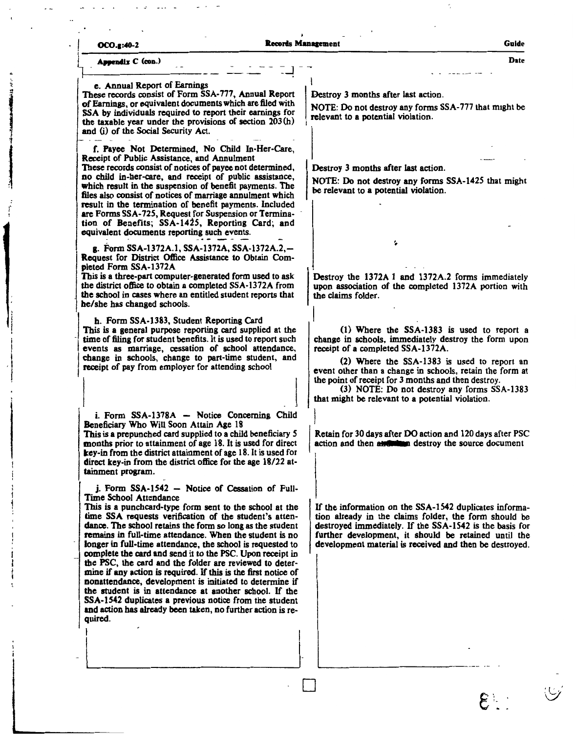Appendix C (con.)

| | |
|---|---|
| **e. Annual Report of Earnings**<br>These records consist of Form SSA-777, Annual Report of Earnings, or equivalent documents which are filed with SSA by individuals required to report their earnings for the taxable year under the provisions of section 203(h) and (i) of the Social Security Act. | Destroy 3 months after last action.<br><br>NOTE: Do not destroy any forms SSA-777 that might be relevant to a potential violation. |
| **f. Payee Not Determined, No Child In-Her-Care, Receipt of Public Assistance, and Annulment**<br>These records consist of notices of payee not determined, no child in-her-care, and receipt of public assistance, which result in the suspension of benefit payments. The files also consist of notices of marriage annulment which result in the termination of benefit payments. Included are Forms SSA-725, Request for Suspension or Termination of Benefits; SSA-1425, Reporting Card; and equivalent documents reporting such events. | Destroy 3 months after last action.<br><br>NOTE: Do not destroy any forms SSA-1425 that might be relevant to a potential violation. |
| **g. Form SSA-1372A.1, SSA-1372A, SSA-1372A.2,— Request for District Office Assistance to Obtain Completed Form SSA-1372A**<br>This is a three-part computer-generated form used to ask the district office to obtain a completed SSA-1372A from the school in cases where an entitled student reports that he/she has changed schools. | Destroy the 1372A 1 and 1372A.2 forms immediately upon association of the completed 1372A portion with the claims folder. |
| **h. Form SSA-1383, Student Reporting Card**<br>This is a general purpose reporting card supplied at the time of filing for student benefits. It is used to report such events as marriage, cessation of school attendance, change in schools, change to part-time student, and receipt of pay from employer for attending school | (1) Where the SSA-1383 is used to report a change in schools, immediately destroy the form upon receipt of a completed SSA-1372A.<br><br>(2) Where the SSA-1383 is used to report an event other than a change in schools, retain the form at the point of receipt for 3 months and then destroy.<br><br>(3) NOTE: Do not destroy any forms SSA-1383 that might be relevant to a potential violation. |
| **i. Form SSA-1378A — Notice Concerning Child Beneficiary Who Will Soon Attain Age 18**<br>This is a prepunched card supplied to a child beneficiary 5 months prior to attainment of age 18. It is used for direct key-in from the district attainment of age 18. It is used for direct key-in from the district office for the age 18/22 attainment program. | Retain for 30 days after DO action and 120 days after PSC action and then destroy the source document |
| **j. Form SSA-1542 — Notice of Cessation of Full-Time School Attendance**<br>This is a punchcard-type form sent to the school at the time SSA requests verification of the student's attendance. The school retains the form so long as the student remains in full-time attendance. When the student is no longer in full-time attendance, the school is requested to complete the card and send it to the PSC. Upon receipt in the PSC, the card and the folder are reviewed to determine if any action is required. If this is the first notice of nonattendance, development is initiated to determine if the student is in attendance at another school. If the SSA-1542 duplicates a previous notice from the student and action has already been taken, no further action is required. | If the information on the SSA-1542 duplicates information already in the claims folder, the form should be destroyed immediately. If the SSA-1542 is the basis for further development, it should be retained until the development material is received and then be destroyed. |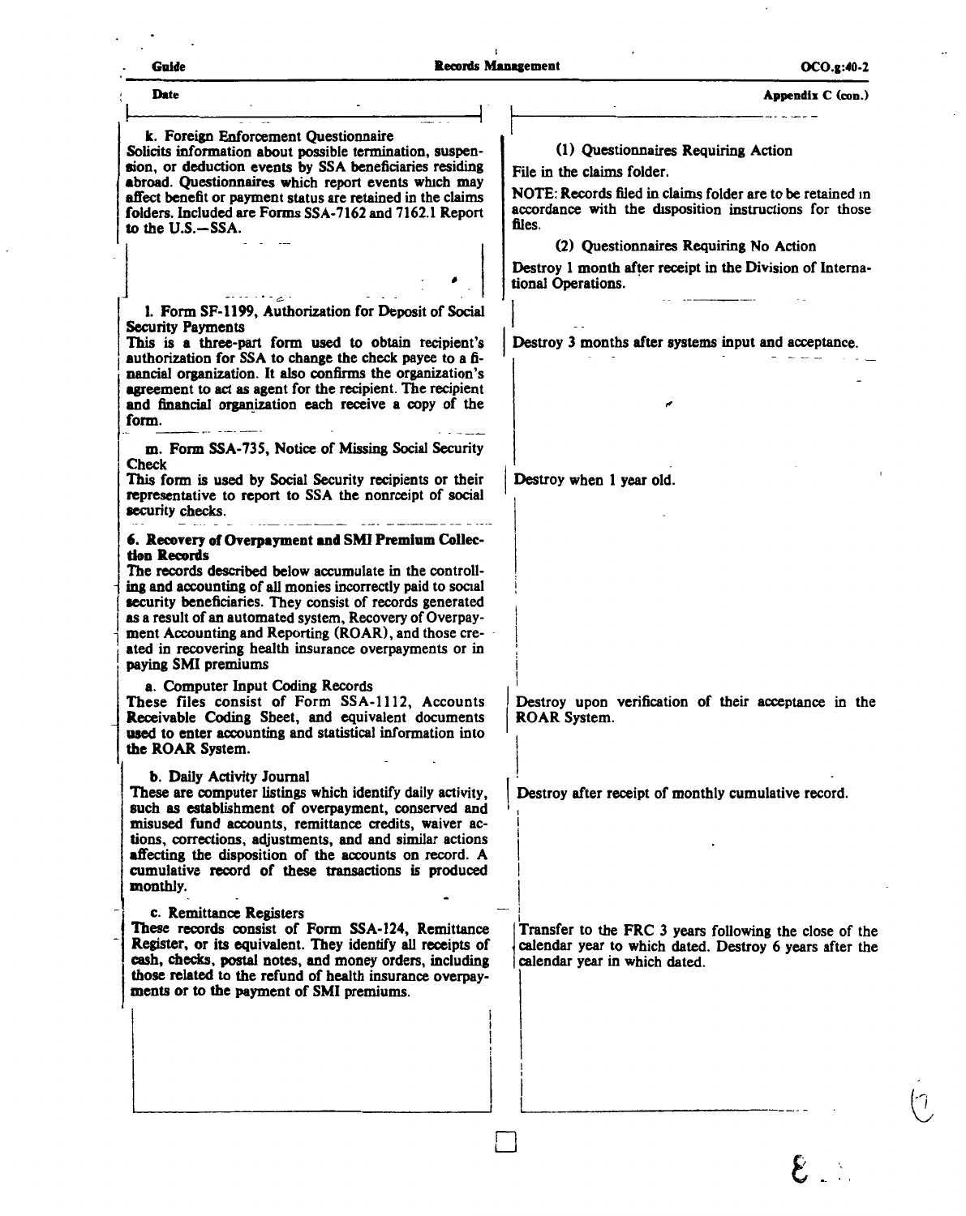Appendix C (con.)

| Description | Disposition |
|---|---|
| **k. Foreign Enforcement Questionnaire**<br>Solicits information about possible termination, suspension, or deduction events by SSA beneficiaries residing abroad. Questionnaires which report events which may affect benefit or payment status are retained in the claims folders. Included are Forms SSA-7162 and 7162.1 Report to the U.S.—SSA. | **(1) Questionnaires Requiring Action**<br>File in the claims folder.<br>NOTE: Records filed in claims folder are to be retained in accordance with the disposition instructions for those files.<br>**(2) Questionnaires Requiring No Action**<br>Destroy 1 month after receipt in the Division of International Operations. |
| **l. Form SF-1199, Authorization for Deposit of Social Security Payments**<br>This is a three-part form used to obtain recipient's authorization for SSA to change the check payee to a financial organization. It also confirms the organization's agreement to act as agent for the recipient. The recipient and financial organization each receive a copy of the form. | Destroy 3 months after systems input and acceptance. |
| **m. Form SSA-735, Notice of Missing Social Security Check**<br>This form is used by Social Security recipients or their representative to report to SSA the nonreceipt of social security checks. | Destroy when 1 year old. |
| **6. Recovery of Overpayment and SMI Premium Collection Records**<br>The records described below accumulate in the controlling and accounting of all monies incorrectly paid to social security beneficiaries. They consist of records generated as a result of an automated system, Recovery of Overpayment Accounting and Reporting (ROAR), and those created in recovering health insurance overpayments or in paying SMI premiums | |
| **a. Computer Input Coding Records**<br>These files consist of Form SSA-1112, Accounts Receivable Coding Sheet, and equivalent documents used to enter accounting and statistical information into the ROAR System. | Destroy upon verification of their acceptance in the ROAR System. |
| **b. Daily Activity Journal**<br>These are computer listings which identify daily activity, such as establishment of overpayment, conserved and misused fund accounts, remittance credits, waiver actions, corrections, adjustments, and and similar actions affecting the disposition of the accounts on record. A cumulative record of these transactions is produced monthly. | Destroy after receipt of monthly cumulative record. |
| **c. Remittance Registers**<br>These records consist of Form SSA-124, Remittance Register, or its equivalent. They identify all receipts of cash, checks, postal notes, and money orders, including those related to the refund of health insurance overpayments or to the payment of SMI premiums. | Transfer to the FRC 3 years following the close of the calendar year to which dated. Destroy 6 years after the calendar year in which dated. |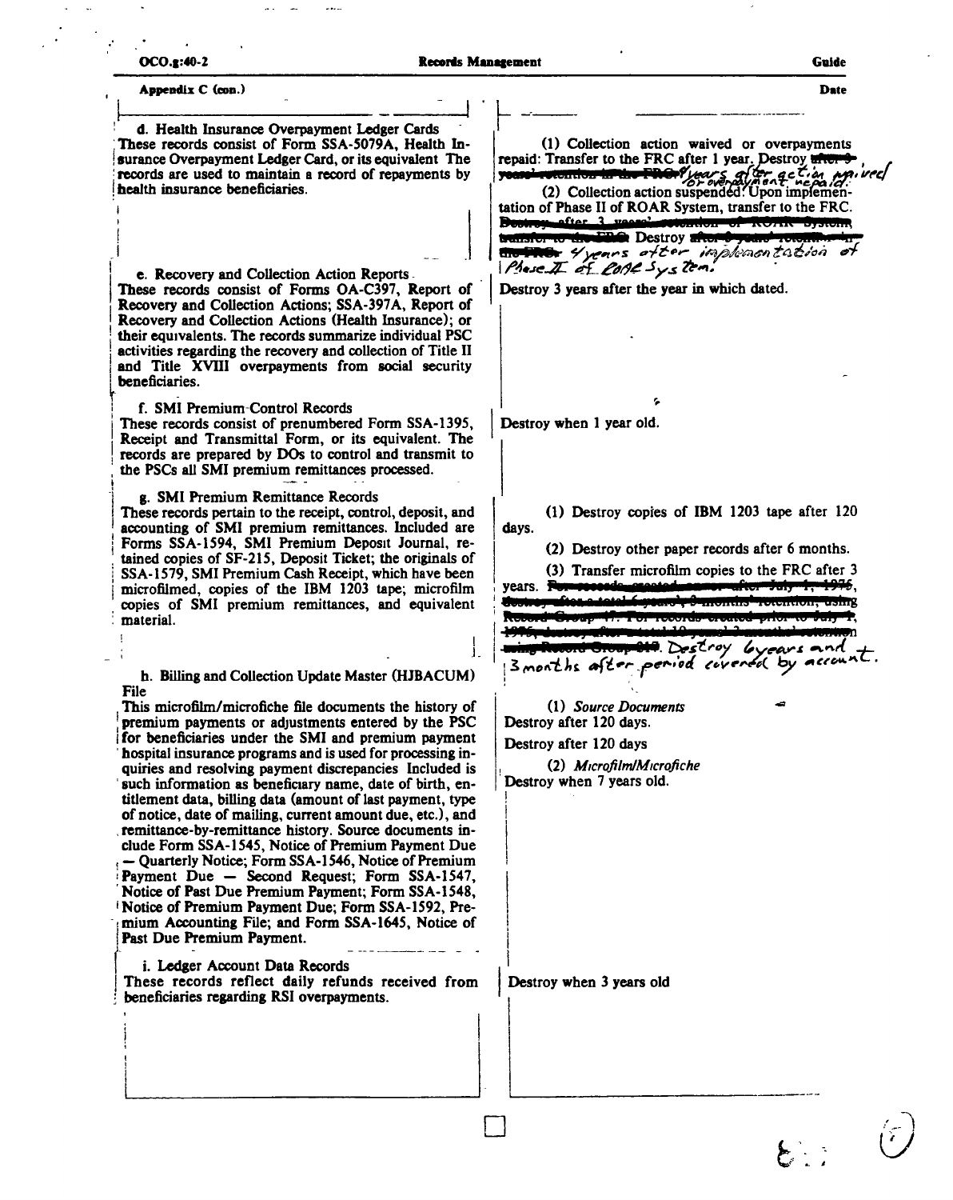Appendix C (con.)

| | Date |
|---|---|
| **d. Health Insurance Overpayment Ledger Cards**<br>These records consist of Form SSA-5079A, Health Insurance Overpayment Ledger Card, or its equivalent. The records are used to maintain a record of repayments by health insurance beneficiaries. | (1) Collection action waived or overpayments repaid: Transfer to the FRC after 1 year. Destroy ~~after 3 years' retention in the FRC.~~ 4 years after action waived or overpayment repaid.<br>(2) Collection action suspended: Upon implementation of Phase II of ROAR System, transfer to the FRC. ~~Destroy after 3 years' retention of ROAR System transfer to the FRC.~~ Destroy ~~after 6 years' retention in the FRC.~~ 4 years after implementation of Phase II of ROAR System. |
| **e. Recovery and Collection Action Reports**<br>These records consist of Forms OA-C397, Report of Recovery and Collection Actions; SSA-397A, Report of Recovery and Collection Actions (Health Insurance); or their equivalents. The records summarize individual PSC activities regarding the recovery and collection of Title II and Title XVIII overpayments from social security beneficiaries. | Destroy 3 years after the year in which dated. |
| **f. SMI Premium Control Records**<br>These records consist of prenumbered Form SSA-1395, Receipt and Transmittal Form, or its equivalent. The records are prepared by DOs to control and transmit to the PSCs all SMI premium remittances processed. | Destroy when 1 year old. |
| **g. SMI Premium Remittance Records**<br>These records pertain to the receipt, control, deposit, and accounting of SMI premium remittances. Included are Forms SSA-1594, SMI Premium Deposit Journal, retained copies of SF-215, Deposit Ticket; the originals of SSA-1579, SMI Premium Cash Receipt, which have been microfilmed, copies of the IBM 1203 tape; microfilm copies of SMI premium remittances, and equivalent material. | (1) Destroy copies of IBM 1203 tape after 120 days.<br>(2) Destroy other paper records after 6 months.<br>(3) Transfer microfilm copies to the FRC after 3 years. ~~For records created on or after July 1, 1976, destroy after a total 6 years', 3 months' retention, using Record Group 47. For records created prior to July 1, 1976, destroy after a total 10 years', 3 months' retention using Record Group 047.~~ Destroy 6 years and 3 months after period covered by account. |
| **h. Billing and Collection Update Master (HJBACUM) File**<br>This microfilm/microfiche file documents the history of premium payments or adjustments entered by the PSC for beneficiaries under the SMI and premium payment hospital insurance programs and is used for processing inquiries and resolving payment discrepancies. Included is such information as beneficiary name, date of birth, entitlement data, billing data (amount of last payment, type of notice, date of mailing, current amount due, etc.), and remittance-by-remittance history. Source documents include Form SSA-1545, Notice of Premium Payment Due — Quarterly Notice; Form SSA-1546, Notice of Premium Payment Due — Second Request; Form SSA-1547, Notice of Past Due Premium Payment; Form SSA-1548, Notice of Premium Payment Due; Form SSA-1592, Premium Accounting File; and Form SSA-1645, Notice of Past Due Premium Payment. | (1) *Source Documents*<br>Destroy after 120 days.<br>Destroy after 120 days<br>(2) *Microfilm/Microfiche*<br>Destroy when 7 years old. |
| **i. Ledger Account Data Records**<br>These records reflect daily refunds received from beneficiaries regarding RSI overpayments. | Destroy when 3 years old |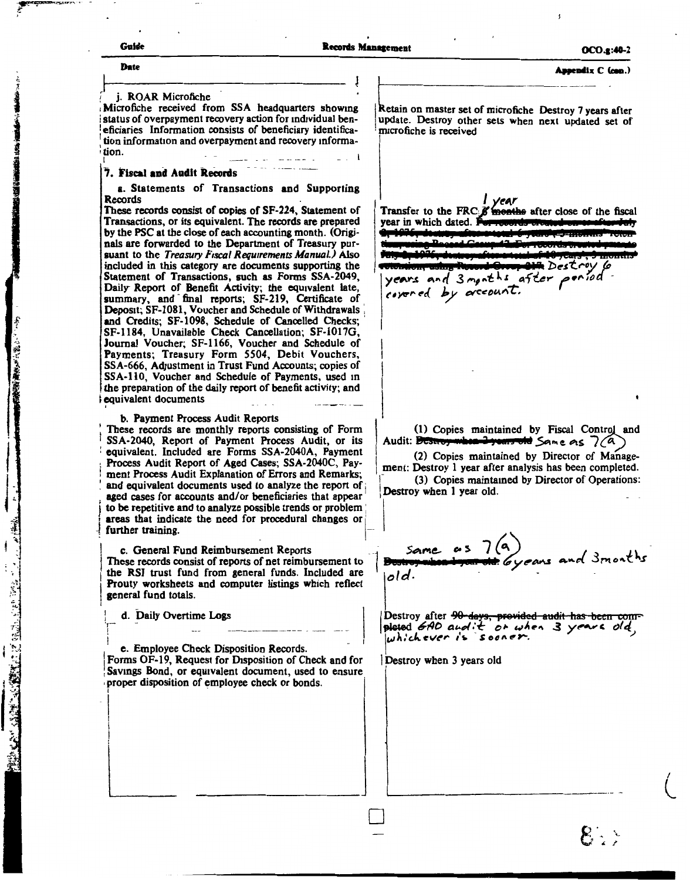Appendix C (con.)

j. ROAR Microfiche
Microfiche received from SSA headquarters showing status of overpayment recovery action for individual beneficiaries Information consists of beneficiary identification information and overpayment and recovery information.

Retain on master set of microfiche Destroy 7 years after update. Destroy other sets when next updated set of microfiche is received

## 7. Fiscal and Audit Records

**a. Statements of Transactions and Supporting Records**
These records consist of copies of SF-224, Statement of Transactions, or its equivalent. The records are prepared by the PSC at the close of each accounting month. (Originals are forwarded to the Department of Treasury pursuant to the *Treasury Fiscal Requirements Manual.)* Also included in this category are documents supporting the Statement of Transactions, such as Forms SSA-2049, Daily Report of Benefit Activity; the equivalent late, summary, and final reports; SF-219, Certificate of Deposit; SF-1081, Voucher and Schedule of Withdrawals and Credits; SF-1098, Schedule of Cancelled Checks; SF-1184, Unavailable Check Cancellation; SF-1017G, Journal Voucher; SF-1166, Voucher and Schedule of Payments; Treasury Form 5504, Debit Vouchers, SSA-666, Adjustment in Trust Fund Accounts; copies of SSA-110, Voucher and Schedule of Payments, used in the preparation of the daily report of benefit activity; and equivalent documents

Transfer to the FRC ~~6 months~~ 1 year after close of the fiscal year in which dated. ~~For records created on or after July 1, 1975, destroy after a total 6 years, 3 months retention using Record Group 42. For records created prior to July 1, 1975, destroy after a total of 10 years, 3 months retention, using Record Group 217.~~ Destroy 6 years and 3 months after period covered by account.

**b. Payment Process Audit Reports**
These records are monthly reports consisting of Form SSA-2040, Report of Payment Process Audit, or its equivalent. Included are Forms SSA-2040A, Payment Process Audit Report of Aged Cases; SSA-2040C, Payment Process Audit Explanation of Errors and Remarks; and equivalent documents used to analyze the report of aged cases for accounts and/or beneficiaries that appear to be repetitive and to analyze possible trends or problem areas that indicate the need for procedural changes or further training.

(1) Copies maintained by Fiscal Control and Audit: ~~Destroy when 2 years old~~ Same as 7(a)

(2) Copies maintained by Director of Management: Destroy 1 year after analysis has been completed.

(3) Copies maintained by Director of Operations: Destroy when 1 year old.

**c. General Fund Reimbursement Reports**
These records consist of reports of net reimbursement to the RSI trust fund from general funds. Included are Prouty worksheets and computer listings which reflect general fund totals.

Same as 7(a) ~~Destroy when 1 year old~~ 6 years and 3 months old.

**d. Daily Overtime Logs**

Destroy after ~~90 days, provided audit has been completed~~ GAO audit or when 3 years old, whichever is sooner.

**e. Employee Check Disposition Records.**
Forms OF-19, Request for Disposition of Check and for Savings Bond, or equivalent document, used to ensure proper disposition of employee check or bonds.

Destroy when 3 years old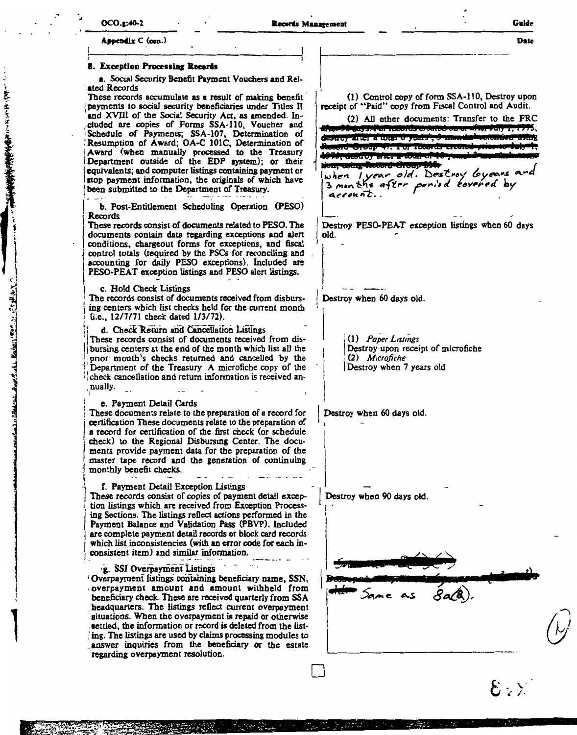Appendix C (con.)

## 8. Exception Processing Records

| | |
|---|---|
| **a. Social Security Benefit Payment Vouchers and Related Records**<br>These records accumulate as a result of making benefit payments to social security beneficiaries under Titles II and XVIII of the Social Security Act, as amended. Included are copies of Forms SSA-110, Voucher and Schedule of Payments; SSA-107, Determination of Resumption of Award; OA-C 101C, Determination of Award (when manually processed to the Treasury Department outside of the EDP system); or their equivalents; and computer listings containing payment or stop payment information, the originals of which have been submitted to the Department of Treasury. | (1) Control copy of form SSA-110, Destroy upon receipt of "Paid" copy from Fiscal Control and Audit.<br>(2) All other documents: Transfer to the FRC ~~after 90 days. For records created on or after July 1, 1975, destroy after a total of 6 years, 3 months' retention using Record Group 47. For records created prior to July 1, 1975, destroy after a total of 10 years, 3 months' storage, using Record Group 21.~~ when 1 year old. Destroy 6 years and 3 months after period covered by account. |
| **b. Post-Entitlement Scheduling Operation (PESO) Records**<br>These records consist of documents related to PESO. The documents contain data regarding exceptions and alert conditions, chargeout forms for exceptions, and fiscal control totals (required by the PSCs for reconciling and accounting for daily PESO exceptions). Included are PESO-PEAT exception listings and PESO alert listings. | Destroy PESO-PEAT exception listings when 60 days old. |
| **c. Hold Check Listings**<br>The records consist of documents received from disbursing centers which list checks held for the current month (i.e., 12/7/71 check dated 1/3/72). | Destroy when 60 days old. |
| **d. Check Return and Cancellation Listings**<br>These records consist of documents received from disbursing centers at the end of the month which list all the prior month's checks returned and cancelled by the Department of the Treasury. A microfiche copy of the check cancellation and return information is received annually. | (1) *Paper Listings*<br>Destroy upon receipt of microfiche<br>(2) *Microfiche*<br>Destroy when 7 years old |
| **e. Payment Detail Cards**<br>These documents relate to the preparation of a record for certification These documents relate to the preparation of a record for certification of the first check (or schedule check) to the Regional Disbursing Center. The documents provide payment data for the preparation of the master tape record and the generation of continuing monthly benefit checks. | Destroy when 60 days old. |
| **f. Payment Detail Exception Listings**<br>These records consist of copies of payment detail exception listings which are received from Exception Processing Sections. The listings reflect actions performed in the Payment Balance and Validation Pass (PBVP). Included are complete payment detail records or block card records which list inconsistencies (with an error code for each inconsistent item) and similar information. | Destroy when 90 days old. |
| **g. SSI Overpayment Listings**<br>Overpayment listings containing beneficiary name, SSN, overpayment amount and amount withheld from beneficiary check. These are received quarterly from SSA headquarters. The listings reflect current overpayment situations. When the overpayment is repaid or otherwise settled, the information or record is deleted from the listing. The listings are used by claims processing modules to answer inquiries from the beneficiary or the estate regarding overpayment resolution. | Same as 8a(2). |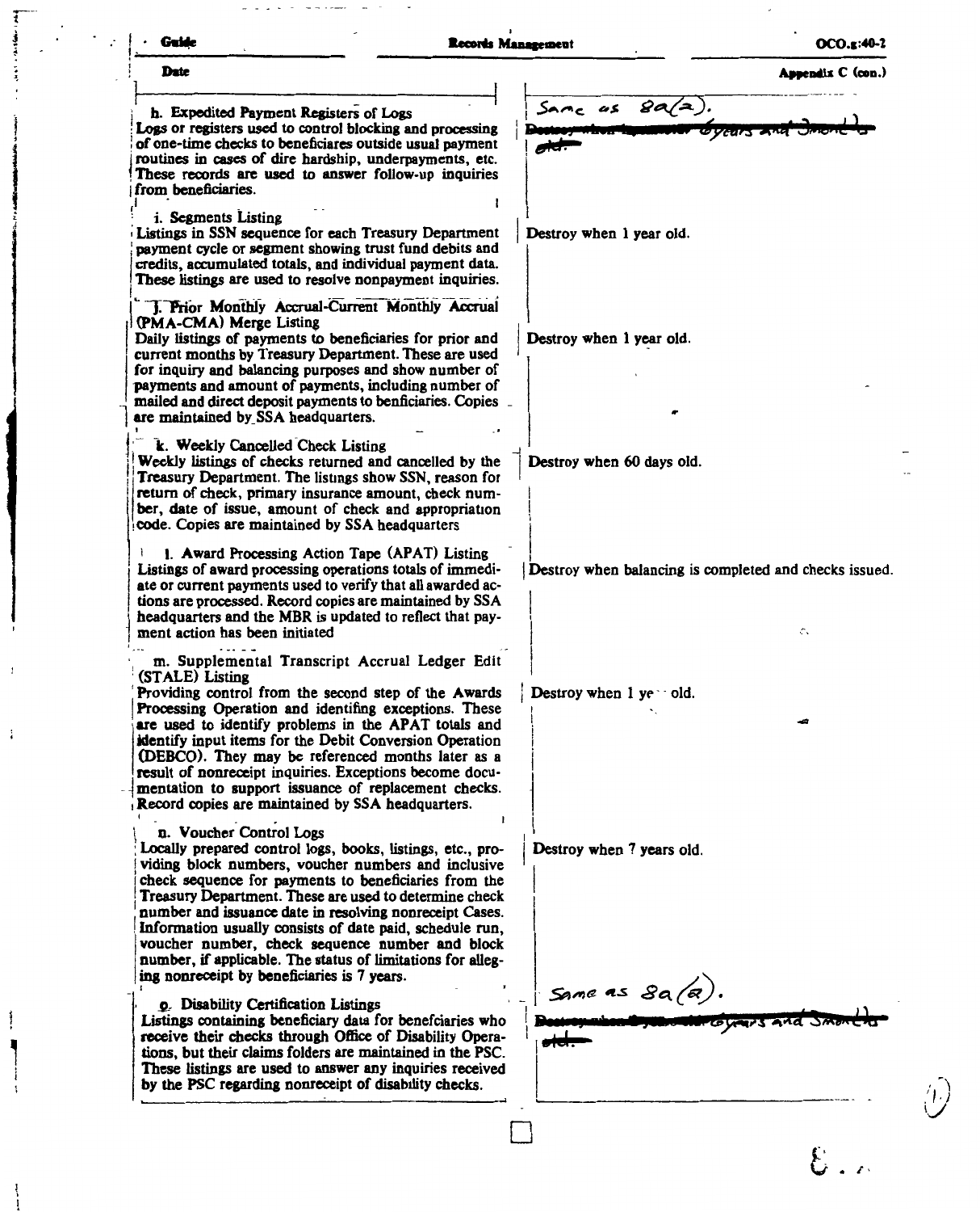| Guide | Records Management | OCO.g:40-2 |
|---|---|---|

Date — Appendix C (con.)

| Description | Disposition |
|---|---|
| **h. Expedited Payment Registers of Logs**<br>Logs or registers used to control blocking and processing of one-time checks to beneficiares outside usual payment routines in cases of dire hardship, underpayments, etc. These records are used to answer follow-up inquiries from beneficiaries. | Same as 8a(2).<br>~~Destroy when 6 years and 3 months old.~~ |
| **i. Segments Listing**<br>Listings in SSN sequence for each Treasury Department payment cycle or segment showing trust fund debits and credits, accumulated totals, and individual payment data. These listings are used to resolve nonpayment inquiries. | Destroy when 1 year old. |
| **j. Prior Monthly Accrual-Current Monthly Accrual (PMA-CMA) Merge Listing**<br>Daily listings of payments to beneficiaries for prior and current months by Treasury Department. These are used for inquiry and balancing purposes and show number of payments and amount of payments, including number of mailed and direct deposit payments to benficiaries. Copies are maintained by SSA headquarters. | Destroy when 1 year old. |
| **k. Weekly Cancelled Check Listing**<br>Weekly listings of checks returned and cancelled by the Treasury Department. The listings show SSN, reason for return of check, primary insurance amount, check number, date of issue, amount of check and appropriation code. Copies are maintained by SSA headquarters | Destroy when 60 days old. |
| **l. Award Processing Action Tape (APAT) Listing**<br>Listings of award processing operations totals of immediate or current payments used to verify that all awarded actions are processed. Record copies are maintained by SSA headquarters and the MBR is updated to reflect that payment action has been initiated | Destroy when balancing is completed and checks issued. |
| **m. Supplemental Transcript Accrual Ledger Edit (STALE) Listing**<br>Providing control from the second step of the Awards Processing Operation and identifing exceptions. These are used to identify problems in the APAT totals and identify input items for the Debit Conversion Operation (DEBCO). They may be referenced months later as a result of nonreceipt inquiries. Exceptions become documentation to support issuance of replacement checks. Record copies are maintained by SSA headquarters. | Destroy when 1 year old. |
| **n. Voucher Control Logs**<br>Locally prepared control logs, books, listings, etc., providing block numbers, voucher numbers and inclusive check sequence for payments to beneficiaries from the Treasury Department. These are used to determine check number and issuance date in resolving nonreceipt Cases. Information usually consists of date paid, schedule run, voucher number, check sequence number and block number, if applicable. The status of limitations for alleging nonreceipt by beneficiaries is 7 years. | Destroy when 7 years old. |
| **o. Disability Certification Listings**<br>Listings containing beneficiary data for benefciaries who receive their checks through Office of Disability Operations, but their claims folders are maintained in the PSC. These listings are used to answer any inquiries received by the PSC regarding nonreceipt of disability checks. | Same as 8a(2).<br>~~Destroy when 6 years and 3 months old.~~ |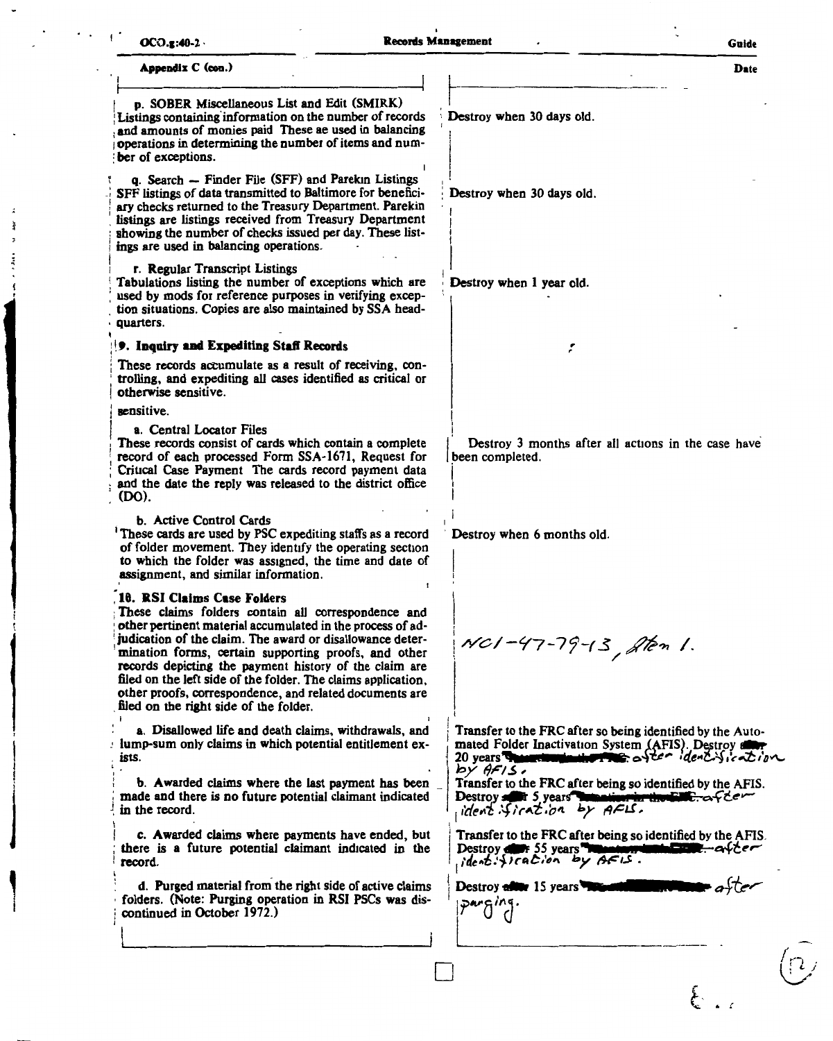Appendix C (con.)

| | Date |
|---|---|
| p. SOBER Miscellaneous List and Edit (SMIRK) Listings containing information on the number of records and amounts of monies paid These ae used in balancing operations in determining the number of items and number of exceptions. | Destroy when 30 days old. |
| q. Search — Finder File (SFF) and Parekin Listings SFF listings of data transmitted to Baltimore for beneficiary checks returned to the Treasury Department. Parekin listings are listings received from Treasury Department showing the number of checks issued per day. These listings are used in balancing operations. | Destroy when 30 days old. |
| r. Regular Transcript Listings Tabulations listing the number of exceptions which are used by mods for reference purposes in verifying exception situations. Copies are also maintained by SSA headquarters. | Destroy when 1 year old. |
| **9. Inquiry and Expediting Staff Records** These records accumulate as a result of receiving, controlling, and expediting all cases identified as critical or otherwise sensitive. sensitive. | |
| a. Central Locator Files These records consist of cards which contain a complete record of each processed Form SSA-1671, Request for Critical Case Payment The cards record payment data and the date the reply was released to the district office (DO). | Destroy 3 months after all actions in the case have been completed. |
| b. Active Control Cards These cards are used by PSC expediting staffs as a record of folder movement. They identify the operating section to which the folder was assigned, the time and date of assignment, and similar information. | Destroy when 6 months old. |
| **10. RSI Claims Case Folders** These claims folders contain all correspondence and other pertinent material accumulated in the process of adjudication of the claim. The award or disallowance determination forms, certain supporting proofs, and other records depicting the payment history of the claim are filed on the left side of the folder. The claims application, other proofs, correspondence, and related documents are filed on the right side of the folder. | NC1-47-79-13, Item 1. |
| a. Disallowed life and death claims, withdrawals, and lump-sum only claims in which potential entitlement exists. | Transfer to the FRC after so being identified by the Automated Folder Inactivation System (AFIS). Destroy 20 years after identification by AFIS. |
| b. Awarded claims where the last payment has been made and there is no future potential claimant indicated in the record. | Transfer to the FRC after being so identified by the AFIS. Destroy 5 years after identification by AFIS. |
| c. Awarded claims where payments have ended, but there is a future potential claimant indicated in the record. | Transfer to the FRC after being so identified by the AFIS. Destroy 55 years after identification by AFIS. |
| d. Purged material from the right side of active claims folders. (Note: Purging operation in RSI PSCs was discontinued in October 1972.) | Destroy 15 years after purging. |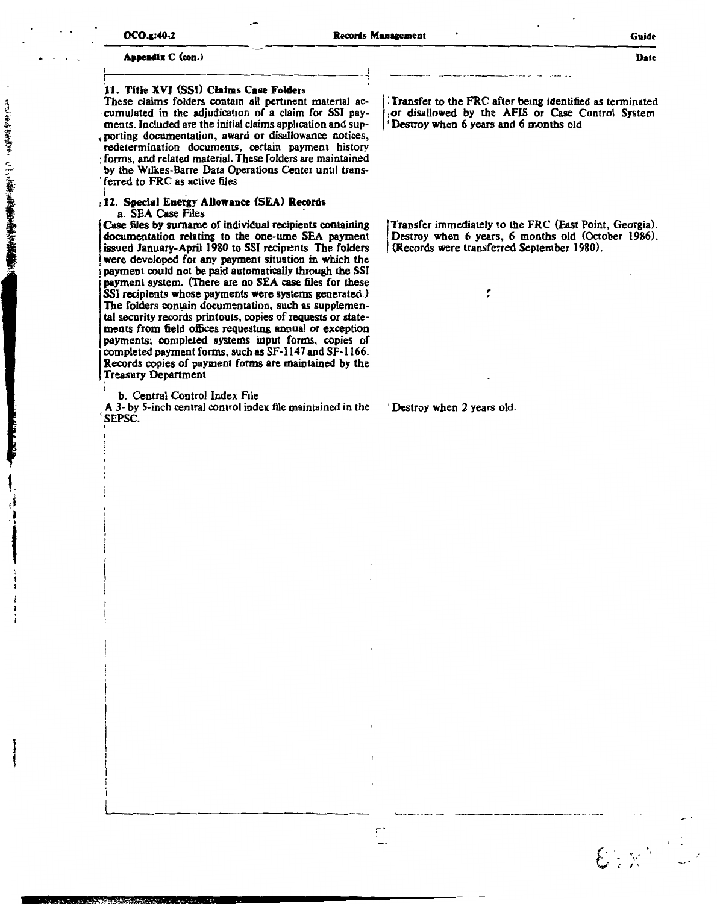Appendix C (con.)

| | |
|---|---|
| **11. Title XVI (SSI) Claims Case Folders**<br>These claims folders contain all pertinent material accumulated in the adjudication of a claim for SSI payments. Included are the initial claims application and supporting documentation, award or disallowance notices, redetermination documents, certain payment history forms, and related material. These folders are maintained by the Wilkes-Barre Data Operations Center until transferred to FRC as active files | Transfer to the FRC after being identified as terminated or disallowed by the AFIS or Case Control System Destroy when 6 years and 6 months old |
| **12. Special Energy Allowance (SEA) Records**<br>a. SEA Case Files<br>Case files by surname of individual recipients containing documentation relating to the one-time SEA payment issued January-April 1980 to SSI recipients The folders were developed for any payment situation in which the payment could not be paid automatically through the SSI payment system. (There are no SEA case files for these SSI recipients whose payments were systems generated.) The folders contain documentation, such as supplemental security records printouts, copies of requests or statements from field offices requesting annual or exception payments; completed systems input forms, copies of completed payment forms, such as SF-1147 and SF-1166. Records copies of payment forms are maintained by the Treasury Department | Transfer immediately to the FRC (East Point, Georgia). Destroy when 6 years, 6 months old (October 1986). (Records were transferred September 1980). |
| b. Central Control Index File<br>A 3- by 5-inch central control index file maintained in the SEPSC. | Destroy when 2 years old. |